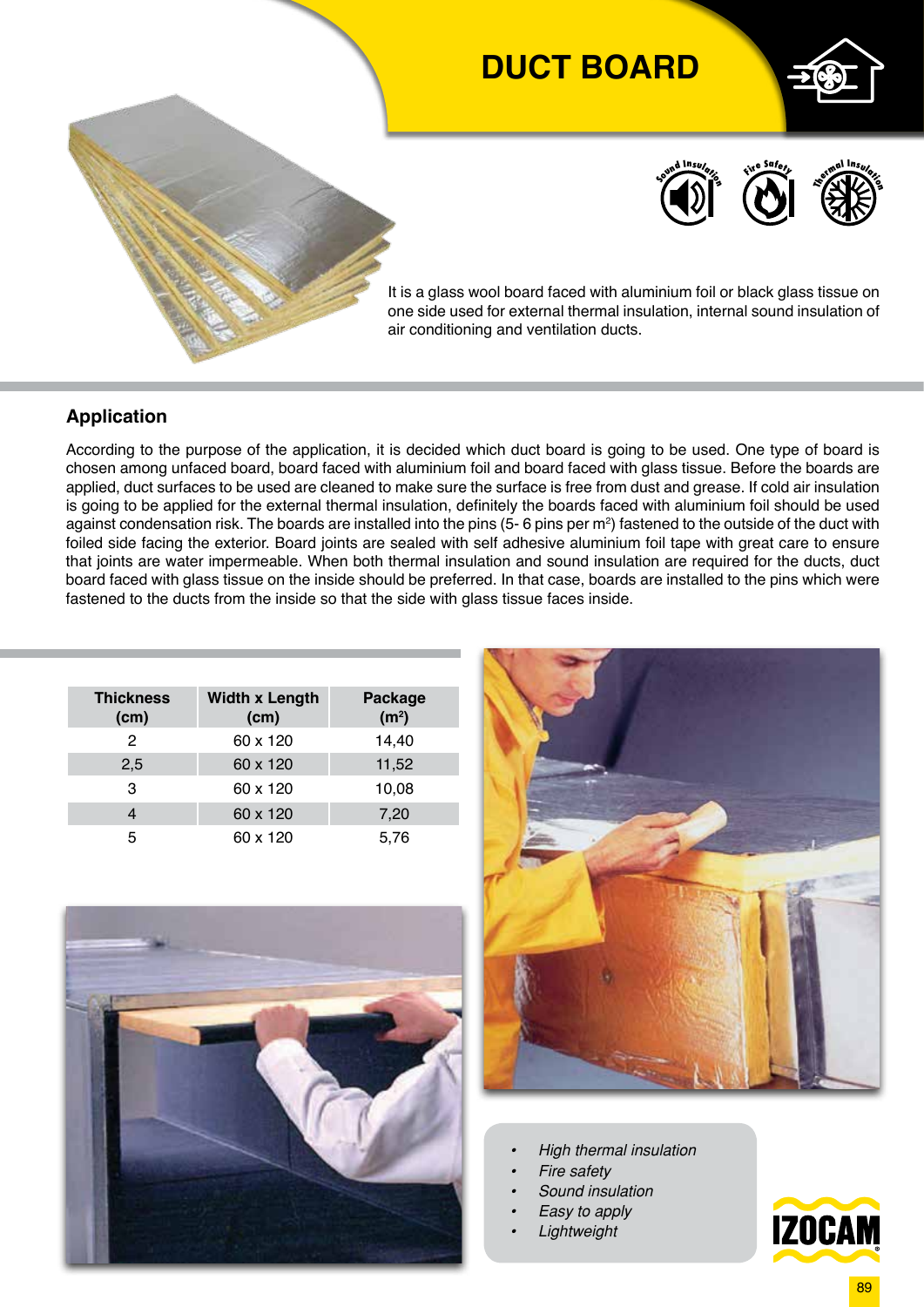# DUCT BOARD

It is a glass wool board faced with aluminium foil or black glass tissue on one side used for external thermal insulation, internal sound insulation of air conditioning and ventilation ducts.

## Application

According to the purpose of the application, it is decided which duct board is going to be used. One type of board is chosen among unfaced board, board faced with aluminium foil and board faced with glass tissue. Before the boards are applied, duct surfaces to be used are cleaned to make sure the surface is free from dust and grease. If cold air insulation is going to be applied for the external thermal insulation, definitely the boards faced with aluminium foil should be used against condensation risk. The boards are installed into the pins (5- 6 pins per m²) fastened to the outside of the duct with foiled side facing the exterior. Board joints are sealed with self adhesive aluminium foil tape with great care to ensure that joints are water impermeable. When both thermal insulation and sound insulation are required for the ducts, duct board faced with glass tissue on the inside should be preferred. In that case, boards are installed to the pins which were fastened to the ducts from the inside so that the side with glass tissue faces inside.

| Thickness (cm) | Width x Length (cm) | Package (m²) |
|---|---|---|
| 2 | 60 x 120 | 14,40 |
| 2,5 | 60 x 120 | 11,52 |
| 3 | 60 x 120 | 10,08 |
| 4 | 60 x 120 | 7,20 |
| 5 | 60 x 120 | 5,76 |

- *High thermal insulation*
- *Fire safety*
- *Sound insulation*
- *Easy to apply*
- *Lightweight*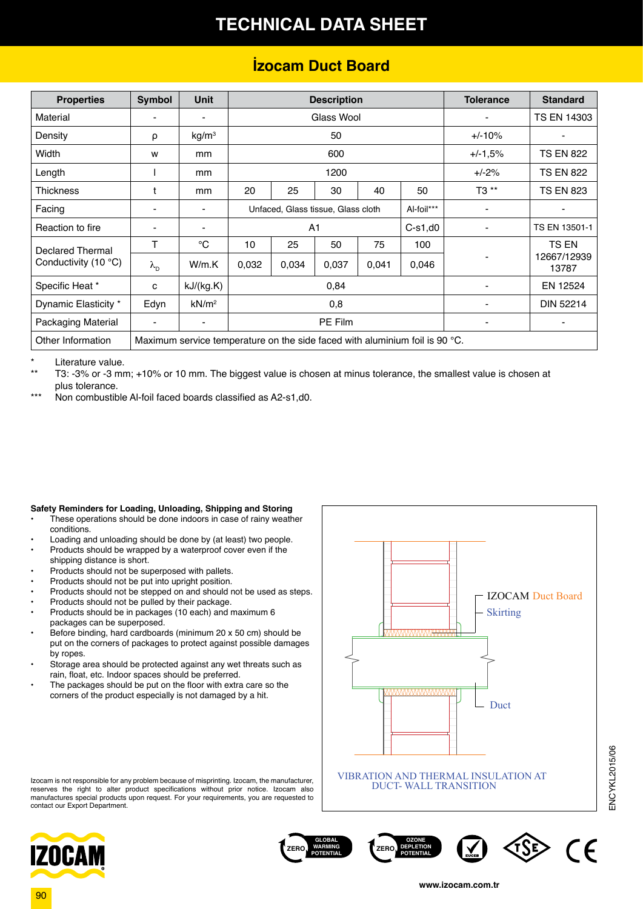# TECHNICAL DATA SHEET

## İzocam Duct Board

| Properties | Symbol | Unit | Description | | | | | Tolerance | Standard |
|---|---|---|---|---|---|---|---|---|---|
| Material | - | - | Glass Wool | | | | | - | TS EN 14303 |
| Density | ρ | kg/m³ | 50 | | | | | +/-10% | - |
| Width | w | mm | 600 | | | | | +/-1,5% | TS EN 822 |
| Length | l | mm | 1200 | | | | | +/-2% | TS EN 822 |
| Thickness | t | mm | 20 | 25 | 30 | 40 | 50 | T3 ** | TS EN 823 |
| Facing | - | - | Unfaced, Glass tissue, Glass cloth | | | | Al-foil*** | - | - |
| Reaction to fire | - | - | A1 | | | | C-s1,d0 | - | TS EN 13501-1 |
| Declared Thermal Conductivity (10 °C) | T | °C | 10 | 25 | 50 | 75 | 100 | - | TS EN 12667/12939 13787 |
| | $\lambda_D$ | W/m.K | 0,032 | 0,034 | 0,037 | 0,041 | 0,046 | | |
| Specific Heat * | c | kJ/(kg.K) | 0,84 | | | | | - | EN 12524 |
| Dynamic Elasticity * | Edyn | kN/m² | 0,8 | | | | | - | DIN 52214 |
| Packaging Material | - | - | PE Film | | | | | - | - |
| Other Information | Maximum service temperature on the side faced with aluminium foil is 90 °C. | | | | | | | | |

\* Literature value.

\** T3: -3% or -3 mm; +10% or 10 mm. The biggest value is chosen at minus tolerance, the smallest value is chosen at plus tolerance.

\*** Non combustible Al-foil faced boards classified as A2-s1,d0.

**Safety Reminders for Loading, Unloading, Shipping and Storing**

- These operations should be done indoors in case of rainy weather conditions.
- Loading and unloading should be done by (at least) two people.
- Products should be wrapped by a waterproof cover even if the shipping distance is short.
- Products should not be superposed with pallets.
- Products should not be put into upright position.
- Products should not be stepped on and should not be used as steps.
- Products should not be pulled by their package.
- Products should be in packages (10 each) and maximum 6 packages can be superposed.
- Before binding, hard cardboards (minimum 20 x 50 cm) should be put on the corners of packages to protect against possible damages by ropes.
- Storage area should be protected against any wet threats such as rain, float, etc. Indoor spaces should be preferred.
- The packages should be put on the floor with extra care so the corners of the product especially is not damaged by a hit.

IZOCAM Duct Board
Skirting
Duct

VIBRATION AND THERMAL INSULATION AT DUCT- WALL TRANSITION

Izocam is not responsible for any problem because of misprinting. Izocam, the manufacturer, reserves the right to alter product specifications without prior notice. Izocam also manufactures special products upon request. For your requirements, you are requested to contact our Export Department.

ZERO GLOBAL WARMING POTENTIAL — ZERO OZONE DEPLETION POTENTIAL

ENCYKL2015/06

www.izocam.com.tr